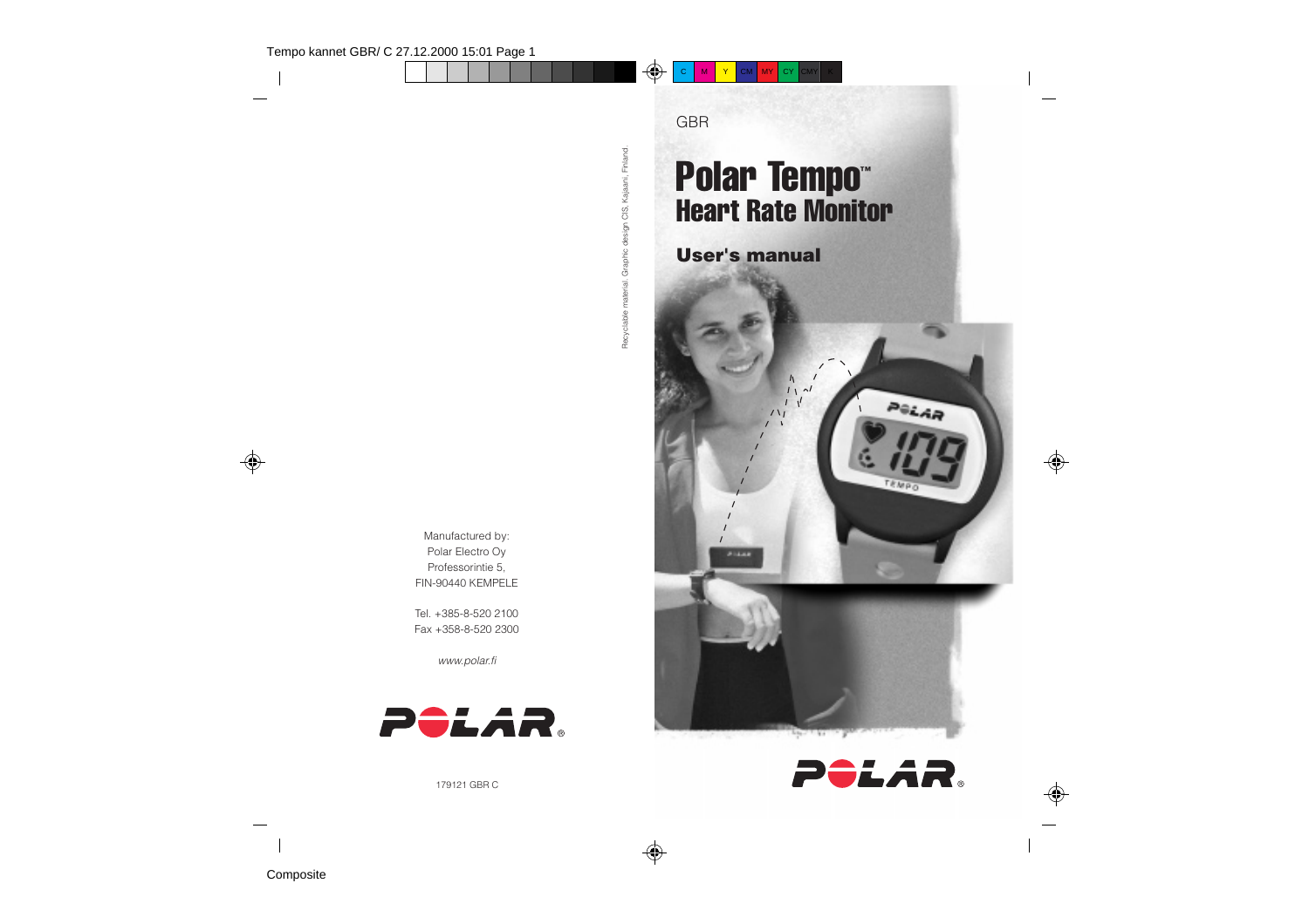Recyclable material. Graphic design CIS, Kajaani, Finland.

Manufactured by:
Polar Electro Oy
Professorintie 5,
FIN-90440 KEMPELE

Tel. +385-8-520 2100
Fax +358-8-520 2300

*www.polar.fi*

POLAR®

179121 GBR C

GBR

# Polar Tempo™
## Heart Rate Monitor

### User's manual

POLAR®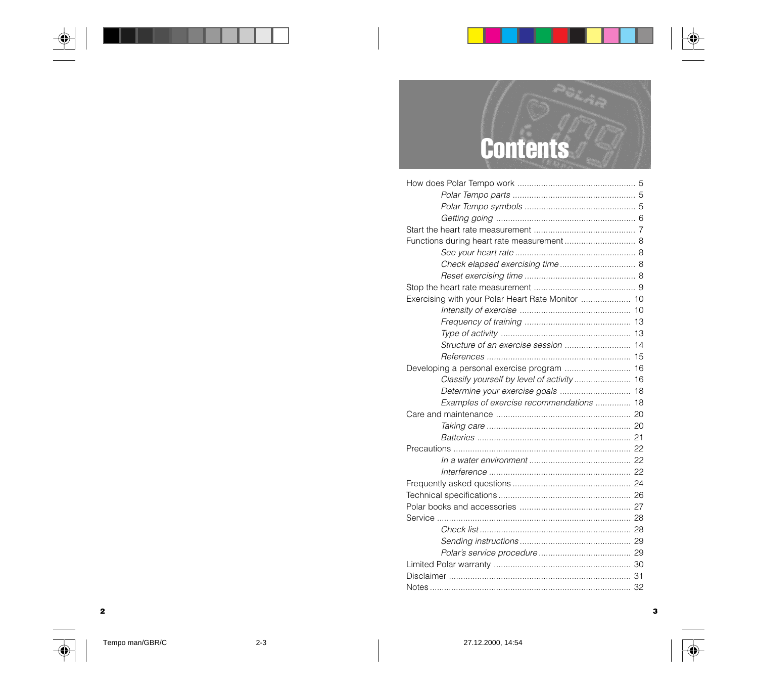# Contents

How does Polar Tempo work ................................................. 5

*Polar Tempo parts* .................................................. 5

*Polar Tempo symbols* .............................................. 5

*Getting going* ......................................................... 6

Start the heart rate measurement .......................................... 7

Functions during heart rate measurement ............................. 8

*See your heart rate* ................................................. 8

*Check elapsed exercising time* ................................ 8

*Reset exercising time* .............................................. 8

Stop the heart rate measurement .......................................... 9

Exercising with your Polar Heart Rate Monitor ..................... 10

*Intensity of exercise* .............................................. 10

*Frequency of training* ............................................ 13

*Type of activity* ...................................................... 13

*Structure of an exercise session* ............................ 14

*References* ............................................................ 15

Developing a personal exercise program ............................ 16

*Classify yourself by level of activity* ........................ 16

*Determine your exercise goals* .............................. 18

*Examples of exercise recommendations* ............... 18

Care and maintenance ........................................................ 20

*Taking care* ............................................................ 20

*Batteries* ................................................................ 21

Precautions .......................................................................... 22

*In a water environment* .......................................... 22

*Interference* ............................................................ 22

Frequently asked questions .................................................. 24

Technical specifications ........................................................ 26

Polar books and accessories ............................................... 27

Service ................................................................................. 28

*Check list* ............................................................... 28

*Sending instructions* ............................................... 29

*Polar's service procedure* ....................................... 29

Limited Polar warranty .......................................................... 30

Disclaimer ............................................................................ 31

Notes .................................................................................... 32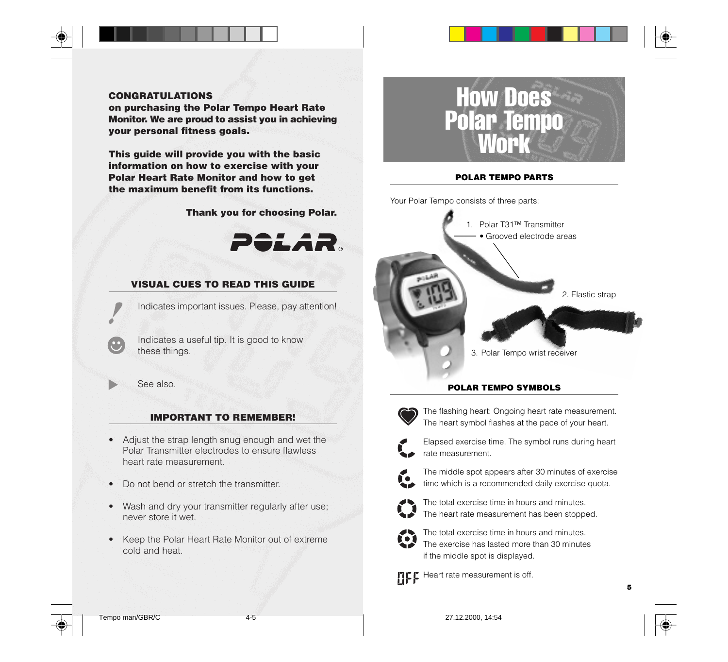**CONGRATULATIONS**
**on purchasing the Polar Tempo Heart Rate Monitor. We are proud to assist you in achieving your personal fitness goals.**

**This guide will provide you with the basic information on how to exercise with your Polar Heart Rate Monitor and how to get the maximum benefit from its functions.**

**Thank you for choosing Polar.**

## VISUAL CUES TO READ THIS GUIDE

! Indicates important issues. Please, pay attention!

☺ Indicates a useful tip. It is good to know these things.

▶ See also.

## IMPORTANT TO REMEMBER!

- Adjust the strap length snug enough and wet the Polar Transmitter electrodes to ensure flawless heart rate measurement.
- Do not bend or stretch the transmitter.
- Wash and dry your transmitter regularly after use; never store it wet.
- Keep the Polar Heart Rate Monitor out of extreme cold and heat.

# How Does Polar Tempo Work

## POLAR TEMPO PARTS

Your Polar Tempo consists of three parts:

1. Polar T31™ Transmitter
   - Grooved electrode areas
2. Elastic strap
3. Polar Tempo wrist receiver

## POLAR TEMPO SYMBOLS

The flashing heart: Ongoing heart rate measurement. The heart symbol flashes at the pace of your heart.

Elapsed exercise time. The symbol runs during heart rate measurement.

The middle spot appears after 30 minutes of exercise time which is a recommended daily exercise quota.

The total exercise time in hours and minutes. The heart rate measurement has been stopped.

The total exercise time in hours and minutes. The exercise has lasted more than 30 minutes if the middle spot is displayed.

OFF Heart rate measurement is off.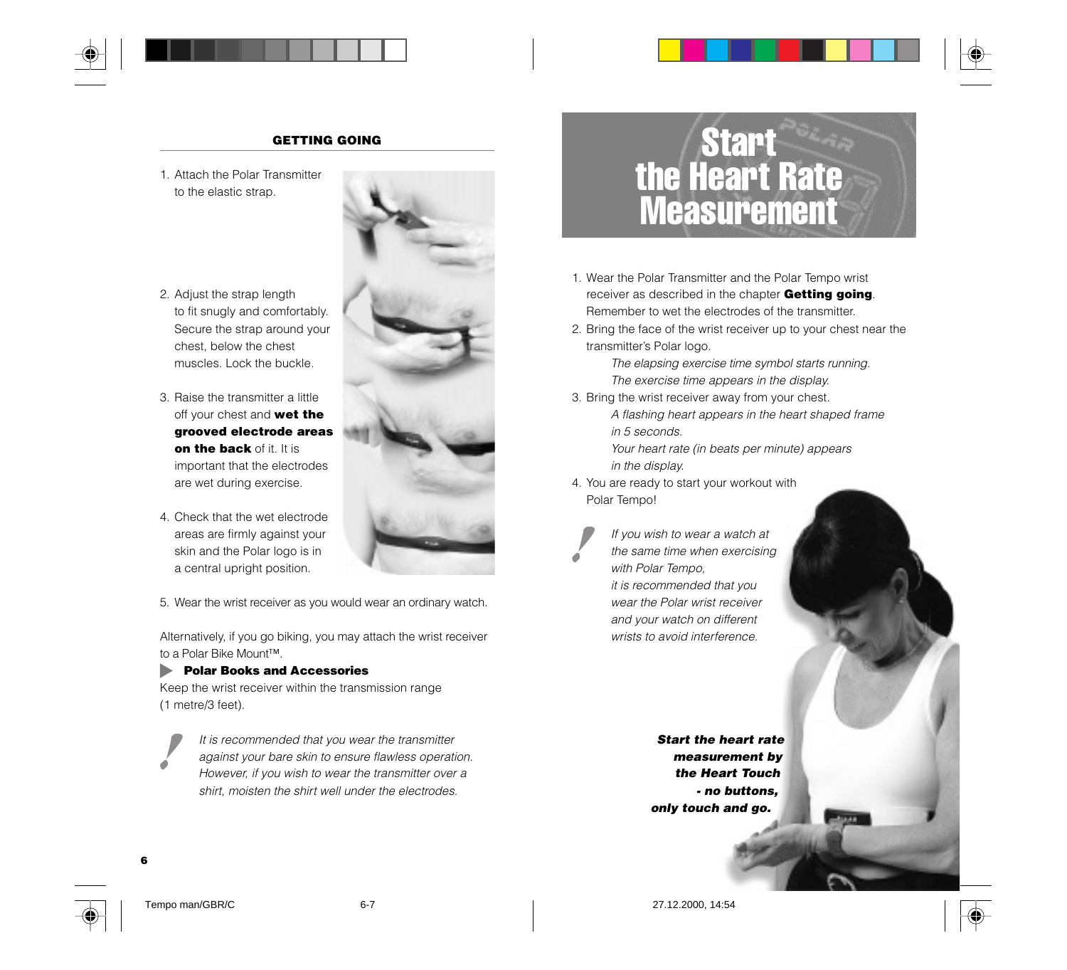## GETTING GOING

1. Attach the Polar Transmitter to the elastic strap.

2. Adjust the strap length to fit snugly and comfortably. Secure the strap around your chest, below the chest muscles. Lock the buckle.

3. Raise the transmitter a little off your chest and **wet the grooved electrode areas on the back** of it. It is important that the electrodes are wet during exercise.

4. Check that the wet electrode areas are firmly against your skin and the Polar logo is in a central upright position.

5. Wear the wrist receiver as you would wear an ordinary watch.

Alternatively, if you go biking, you may attach the wrist receiver to a Polar Bike Mount™.

▶ **Polar Books and Accessories**

Keep the wrist receiver within the transmission range (1 metre/3 feet).

*It is recommended that you wear the transmitter against your bare skin to ensure flawless operation. However, if you wish to wear the transmitter over a shirt, moisten the shirt under the electrodes.*

# Start the Heart Rate Measurement

1. Wear the Polar Transmitter and the Polar Tempo wrist receiver as described in the chapter **Getting going**. Remember to wet the electrodes of the transmitter.
2. Bring the face of the wrist receiver up to your chest near the transmitter's Polar logo.
   *The elapsing exercise time symbol starts running.*
   *The exercise time appears in the display.*
3. Bring the wrist receiver away from your chest.
   *A flashing heart appears in the heart shaped frame in 5 seconds.*
   *Your heart rate (in beats per minute) appears in the display.*
4. You are ready to start your workout with Polar Tempo!

*If you wish to wear a watch at the same time when exercising with Polar Tempo, it is recommended that you wear the Polar wrist receiver and your watch on different wrists to avoid interference.*

***Start the heart rate measurement by the Heart Touch - no buttons, only touch and go.***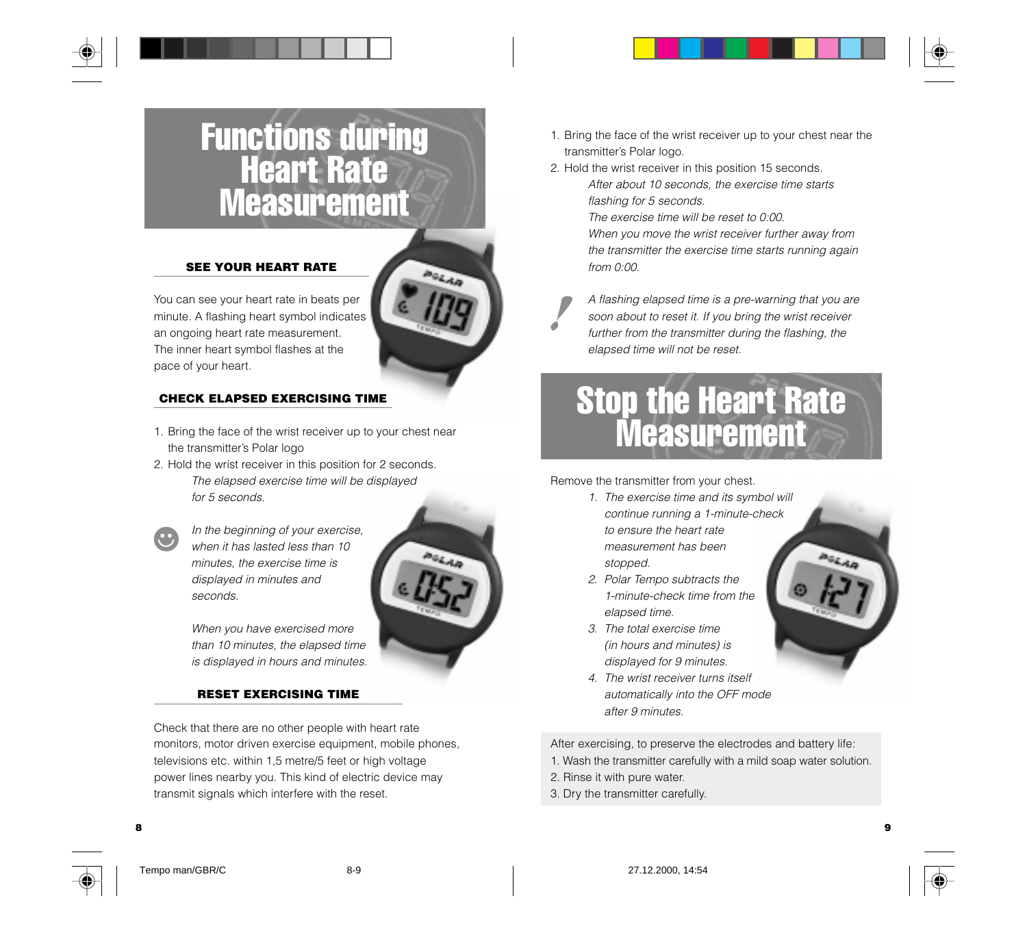# Functions during Heart Rate Measurement

## SEE YOUR HEART RATE

You can see your heart rate in beats per minute. A flashing heart symbol indicates an ongoing heart rate measurement. The inner heart symbol flashes at the pace of your heart.

## CHECK ELAPSED EXERCISING TIME

1. Bring the face of the wrist receiver up to your chest near the transmitter's Polar logo
2. Hold the wrist receiver in this position for 2 seconds.
   *The elapsed exercise time will be displayed for 5 seconds.*

*In the beginning of your exercise, when it has lasted less than 10 minutes, the exercise time is displayed in minutes and seconds.*

*When you have exercised more than 10 minutes, the elapsed time is displayed in hours and minutes.*

## RESET EXERCISING TIME

Check that there are no other people with heart rate monitors, motor driven exercise equipment, mobile phones, televisions etc. within 1,5 metre/5 feet or high voltage power lines nearby you. This kind of electric device may transmit signals which interfere with the reset.

1. Bring the face of the wrist receiver up to your chest near the transmitter's Polar logo.
2. Hold the wrist receiver in this position 15 seconds.
   *After about 10 seconds, the exercise time starts flashing for 5 seconds.*
   *The exercise time will be reset to 0:00.*
   *When you move the wrist receiver further away from the transmitter the exercise time starts running again from 0:00.*

*A flashing elapsed time is a pre-warning that you are soon about to reset it. If you bring the wrist receiver further from the transmitter during the flashing, the elapsed time will not be reset.*

# Stop the Heart Rate Measurement

Remove the transmitter from your chest.

1. *The exercise time and its symbol will continue running a 1-minute-check to ensure the heart rate measurement has been stopped.*
2. *Polar Tempo subtracts the 1-minute-check time from the elapsed time.*
3. *The total exercise time (in hours and minutes) is displayed for 9 minutes.*
4. *The wrist receiver turns itself automatically into the OFF mode after 9 minutes.*

After exercising, to preserve the electrodes and battery life:
1. Wash the transmitter carefully with a mild soap water solution.
2. Rinse it with pure water.
3. Dry the transmitter carefully.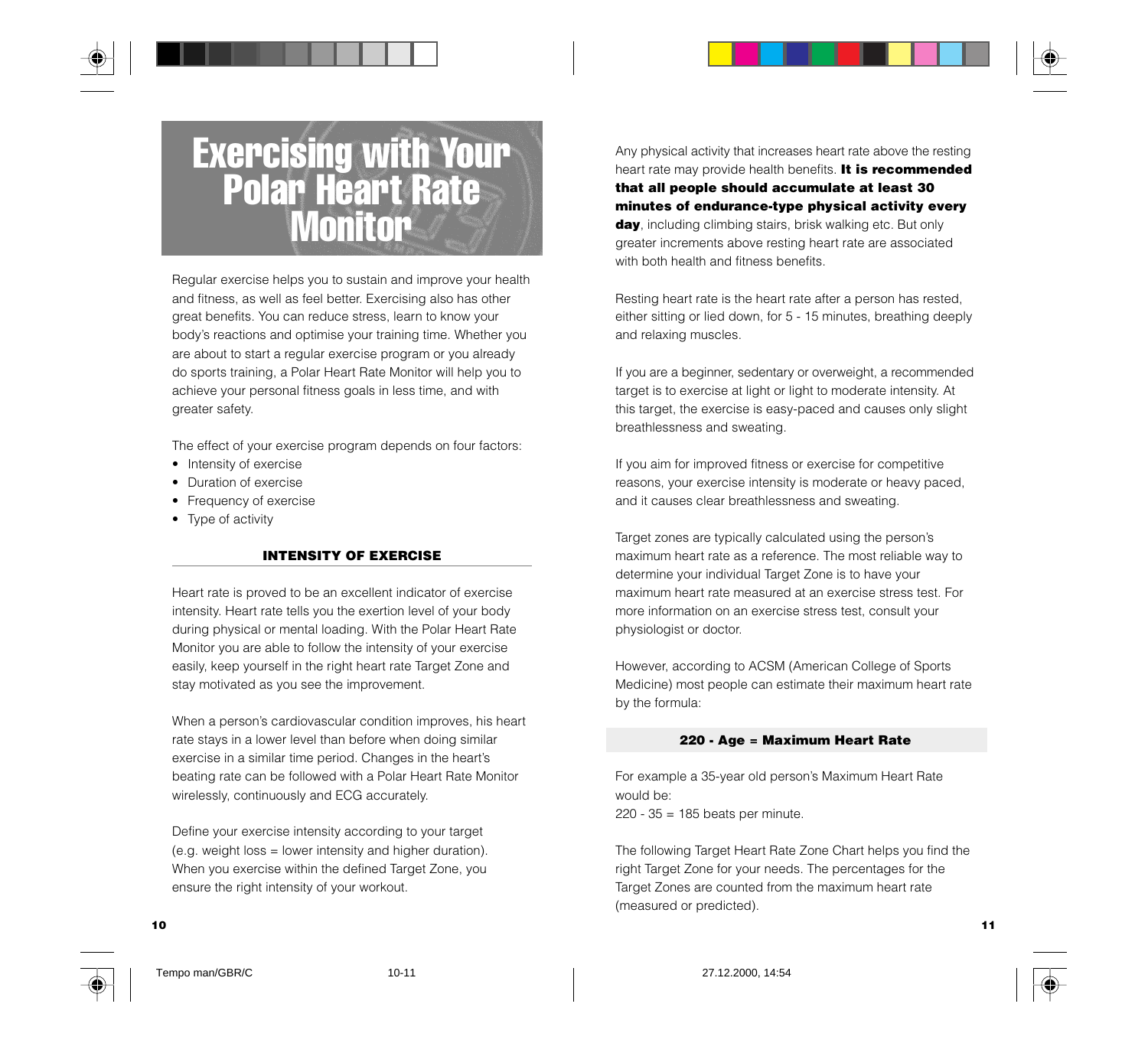# Exercising with Your Polar Heart Rate Monitor

Regular exercise helps you to sustain and improve your health and fitness, as well as feel better. Exercising also has other great benefits. You can reduce stress, learn to know your body's reactions and optimise your training time. Whether you are about to start a regular exercise program or you already do sports training, a Polar Heart Rate Monitor will help you to achieve your personal fitness goals in less time, and with greater safety.

The effect of your exercise program depends on four factors:

- Intensity of exercise
- Duration of exercise
- Frequency of exercise
- Type of activity

## INTENSITY OF EXERCISE

Heart rate is proved to be an excellent indicator of exercise intensity. Heart rate tells you the exertion level of your body during physical or mental loading. With the Polar Heart Rate Monitor you are able to follow the intensity of your exercise easily, keep yourself in the right heart rate Target Zone and stay motivated as you see the improvement.

When a person's cardiovascular condition improves, his heart rate stays in a lower level than before when doing similar exercise in a similar time period. Changes in the heart's beating rate can be followed with a Polar Heart Rate Monitor wirelessly, continuously and ECG accurately.

Define your exercise intensity according to your target (e.g. weight loss = lower intensity and higher duration). When you exercise within the defined Target Zone, you ensure the right intensity of your workout.

Any physical activity that increases heart rate above the resting heart rate may provide health benefits. **It is recommended that all people should accumulate at least 30 minutes of endurance-type physical activity every day**, including climbing stairs, brisk walking etc. But only greater increments above resting heart rate are associated with both health and fitness benefits.

Resting heart rate is the heart rate after a person has rested, either sitting or lied down, for 5 - 15 minutes, breathing deeply and relaxing muscles.

If you are a beginner, sedentary or overweight, a recommended target is to exercise at light or light to moderate intensity. At this target, the exercise is easy-paced and causes only slight breathlessness and sweating.

If you aim for improved fitness or exercise for competitive reasons, your exercise intensity is moderate or heavy paced, and it causes clear breathlessness and sweating.

Target zones are typically calculated using the person's maximum heart rate as a reference. The most reliable way to determine your individual Target Zone is to have your maximum heart rate measured at an exercise stress test. For more information on an exercise stress test, consult your physiologist or doctor.

However, according to ACSM (American College of Sports Medicine) most people can estimate their maximum heart rate by the formula:

**220 - Age = Maximum Heart Rate**

For example a 35-year old person's Maximum Heart Rate would be:
220 - 35 = 185 beats per minute.

The following Target Heart Rate Zone Chart helps you find the right Target Zone for your needs. The percentages for the Target Zones are counted from the maximum heart rate (measured or predicted).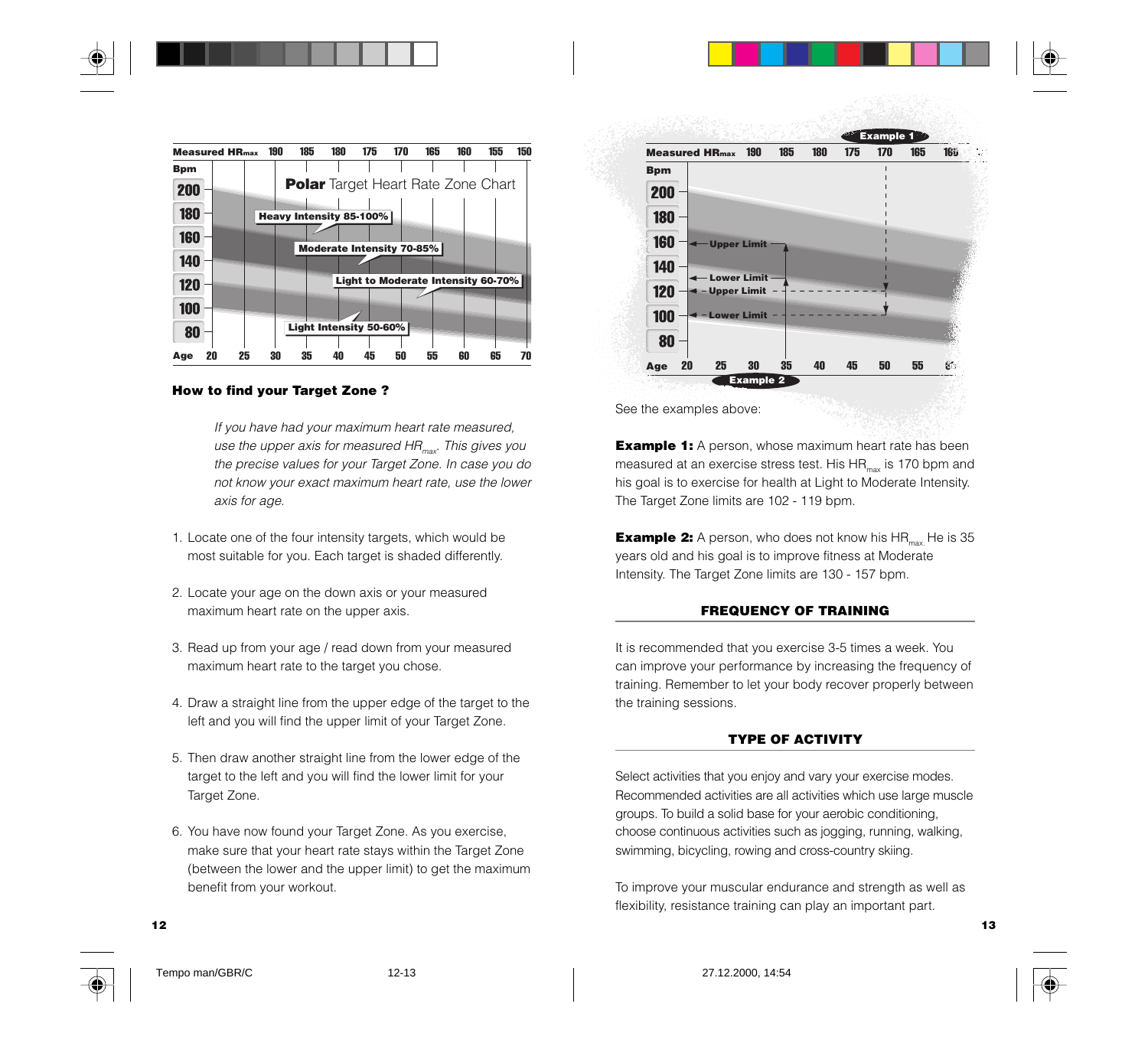Measured $HR_{max}$ 190 185 180 175 170 165 160 155 150

Bpm 200 180 160 140 120 100 80

**Polar** Target Heart Rate Zone Chart

Heavy Intensity 85-100%

Moderate Intensity 70-85%

Light to Moderate Intensity 60-70%

Light Intensity 50-60%

Age 20 25 30 35 40 45 50 55 60 65 70

**How to find your Target Zone ?**

*If you have had your maximum heart rate measured, use the upper axis for measured $HR_{max}$. This gives you the precise values for your Target Zone. In case you do not know your exact maximum heart rate, use the lower axis for age.*

1. Locate one of the four intensity targets, which would be most suitable for you. Each target is shaded differently.
2. Locate your age on the down axis or your measured maximum heart rate on the upper axis.
3. Read up from your age / read down from your measured maximum heart rate to the target you chose.
4. Draw a straight line from the upper edge of the target to the left and you will find the upper limit of your Target Zone.
5. Then draw another straight line from the lower edge of the target to the left and you will find the lower limit for your Target Zone.
6. You have now found your Target Zone. As you exercise, make sure that your heart rate stays within the Target Zone (between the lower and the upper limit) to get the maximum benefit from your workout.

Example 1

Measured $HR_{max}$ 190 185 180 175 170 165 160

Bpm 200 180 160 140 120 100 80

Upper Limit

Lower Limit

Upper Limit

Lower Limit

Age 20 25 30 35 40 45 50 55 60

Example 2

See the examples above:

**Example 1:** A person, whose maximum heart rate has been measured at an exercise stress test. His $HR_{max}$ is 170 bpm and his goal is to exercise for health at Light to Moderate Intensity. The Target Zone limits are 102 - 119 bpm.

**Example 2:** A person, who does not know his $HR_{max}$. He is 35 years old and his goal is to improve fitness at Moderate Intensity. The Target Zone limits are 130 - 157 bpm.

## FREQUENCY OF TRAINING

It is recommended that you exercise 3-5 times a week. You can improve your performance by increasing the frequency of training. Remember to let your body recover properly between the training sessions.

## TYPE OF ACTIVITY

Select activities that you enjoy and vary your exercise modes. Recommended activities are all activities which use large muscle groups. To build a solid base for your aerobic conditioning, choose continuous activities such as jogging, running, walking, swimming, bicycling, rowing and cross-country skiing.

To improve your muscular endurance and strength as well as flexibility, resistance training can play an important part.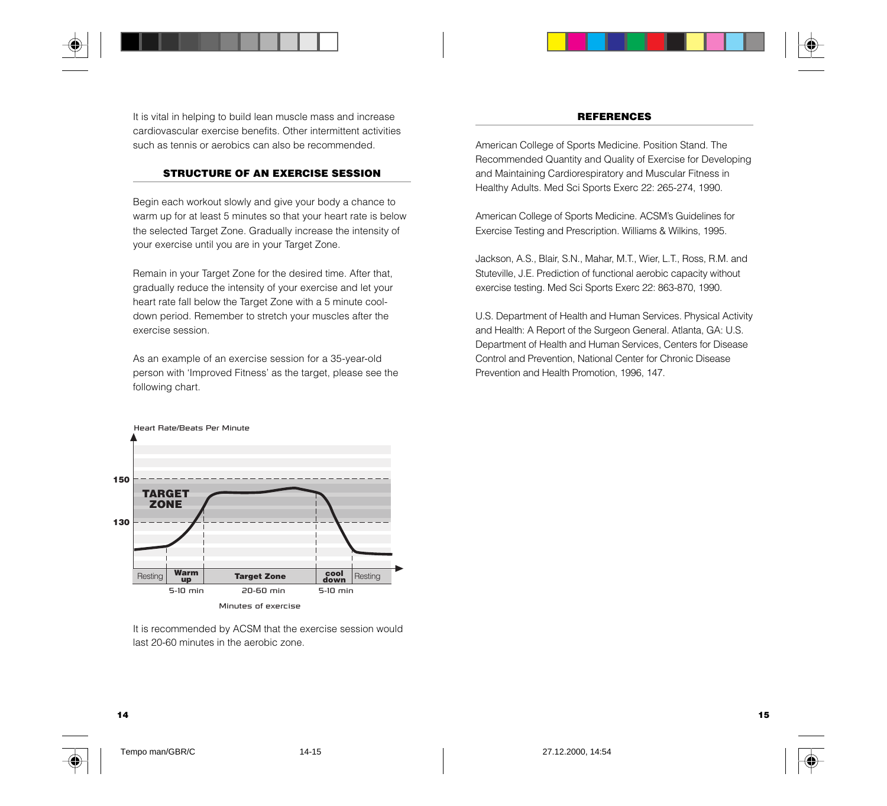It is vital in helping to build lean muscle mass and increase cardiovascular exercise benefits. Other intermittent activities such as tennis or aerobics can also be recommended.

## STRUCTURE OF AN EXERCISE SESSION

Begin each workout slowly and give your body a chance to warm up for at least 5 minutes so that your heart rate is below the selected Target Zone. Gradually increase the intensity of your exercise until you are in your Target Zone.

Remain in your Target Zone for the desired time. After that, gradually reduce the intensity of your exercise and let your heart rate fall below the Target Zone with a 5 minute cool-down period. Remember to stretch your muscles after the exercise session.

As an example of an exercise session for a 35-year-old person with 'Improved Fitness' as the target, please see the following chart.

Heart Rate/Beats Per Minute

150

TARGET ZONE

130

| Resting | Warm up | Target Zone | cool down | Resting |
|---|---|---|---|---|
| | 5-10 min | 20-60 min | 5-10 min | |

Minutes of exercise

It is recommended by ACSM that the exercise session would last 20-60 minutes in the aerobic zone.

## REFERENCES

American College of Sports Medicine. Position Stand. The Recommended Quantity and Quality of Exercise for Developing and Maintaining Cardiorespiratory and Muscular Fitness in Healthy Adults. Med Sci Sports Exerc 22: 265-274, 1990.

American College of Sports Medicine. ACSM's Guidelines for Exercise Testing and Prescription. Williams & Wilkins, 1995.

Jackson, A.S., Blair, S.N., Mahar, M.T., Wier, L.T., Ross, R.M. and Stuteville, J.E. Prediction of functional aerobic capacity without exercise testing. Med Sci Sports Exerc 22: 863-870, 1990.

U.S. Department of Health and Human Services. Physical Activity and Health: A Report of the Surgeon General. Atlanta, GA: U.S. Department of Health and Human Services, Centers for Disease Control and Prevention, National Center for Chronic Disease Prevention and Health Promotion, 1996, 147.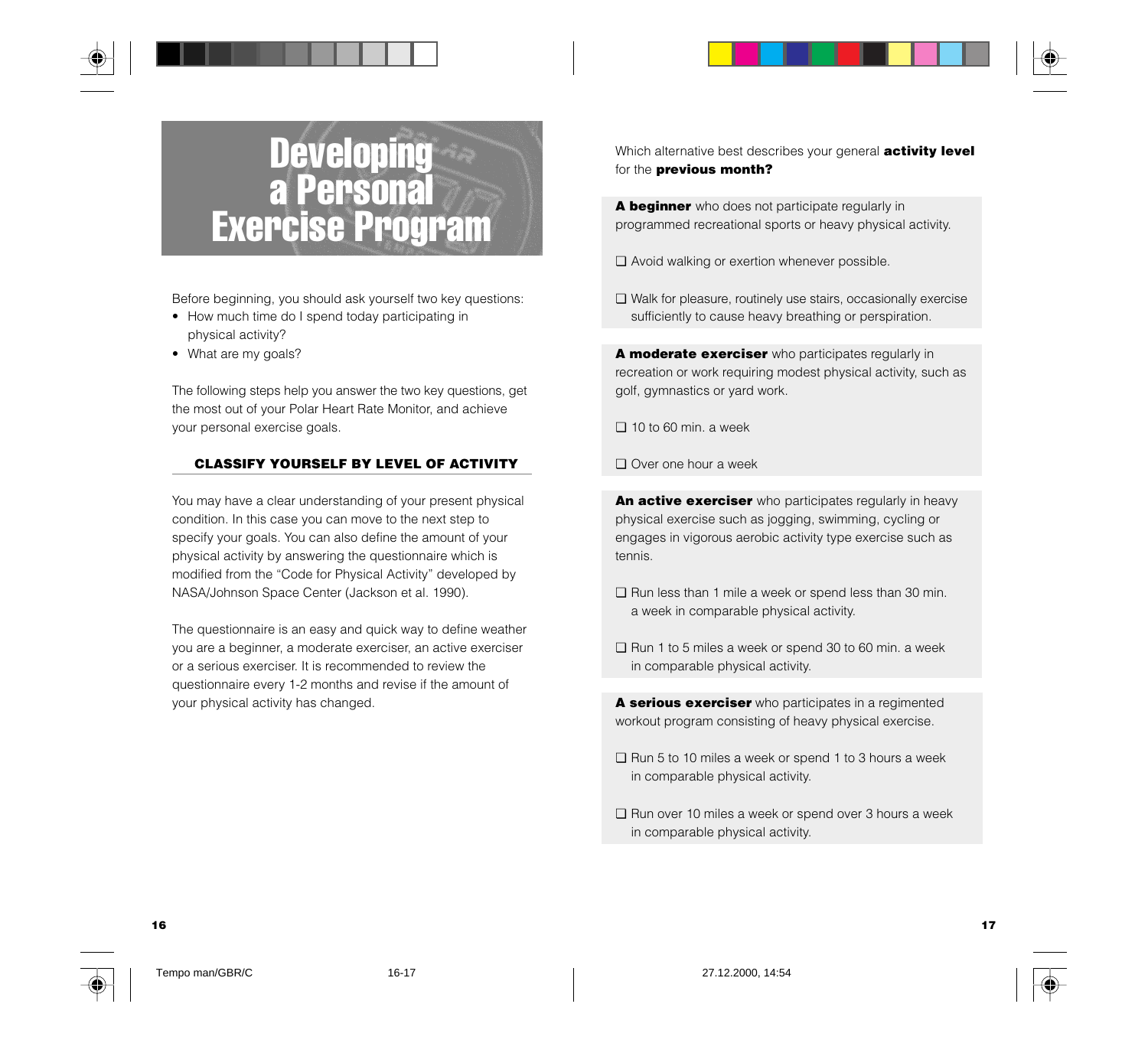# Developing a Personal Exercise Program

Before beginning, you should ask yourself two key questions:

- How much time do I spend today participating in physical activity?
- What are my goals?

The following steps help you answer the two key questions, get the most out of your Polar Heart Rate Monitor, and achieve your personal exercise goals.

## CLASSIFY YOURSELF BY LEVEL OF ACTIVITY

You may have a clear understanding of your present physical condition. In this case you can move to the next step to specify your goals. You can also define the amount of your physical activity by answering the questionnaire which is modified from the "Code for Physical Activity" developed by NASA/Johnson Space Center (Jackson et al. 1990).

The questionnaire is an easy and quick way to define weather you are a beginner, a moderate exerciser, an active exerciser or a serious exerciser. It is recommended to review the questionnaire every 1-2 months and revise if the amount of your physical activity has changed.

Which alternative best describes your general **activity level** for the **previous month?**

**A beginner** who does not participate regularly in programmed recreational sports or heavy physical activity.

❑ Avoid walking or exertion whenever possible.

❑ Walk for pleasure, routinely use stairs, occasionally exercise sufficiently to cause heavy breathing or perspiration.

**A moderate exerciser** who participates regularly in recreation or work requiring modest physical activity, such as golf, gymnastics or yard work.

❑ 10 to 60 min. a week

❑ Over one hour a week

**An active exerciser** who participates regularly in heavy physical exercise such as jogging, swimming, cycling or engages in vigorous aerobic activity type exercise such as tennis.

❑ Run less than 1 mile a week or spend less than 30 min. a week in comparable physical activity.

❑ Run 1 to 5 miles a week or spend 30 to 60 min. a week in comparable physical activity.

**A serious exerciser** who participates in a regimented workout program consisting of heavy physical exercise.

❑ Run 5 to 10 miles a week or spend 1 to 3 hours a week in comparable physical activity.

❑ Run over 10 miles a week or spend over 3 hours a week in comparable physical activity.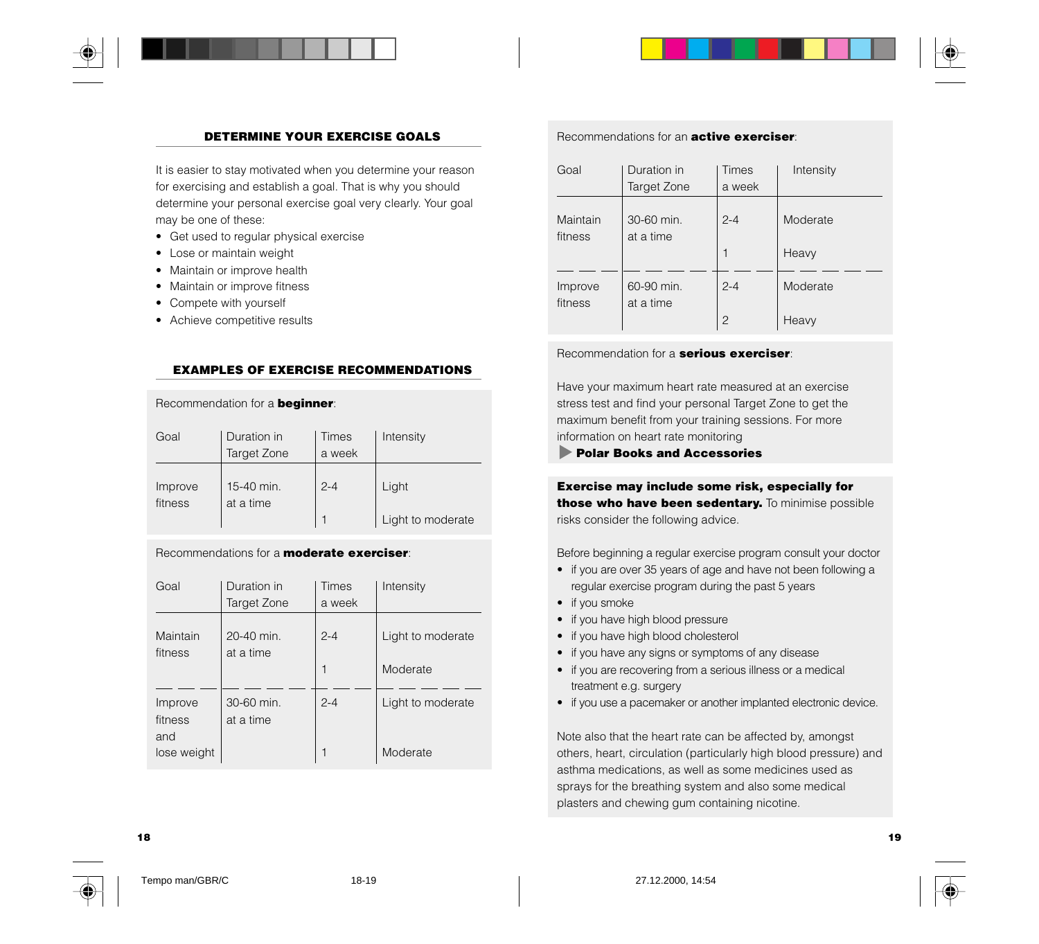## DETERMINE YOUR EXERCISE GOALS

It is easier to stay motivated when you determine your reason for exercising and establish a goal. That is why you should determine your personal exercise goal very clearly. Your goal may be one of these:

- Get used to regular physical exercise
- Lose or maintain weight
- Maintain or improve health
- Maintain or improve fitness
- Compete with yourself
- Achieve competitive results

## EXAMPLES OF EXERCISE RECOMMENDATIONS

Recommendation for a **beginner**:

| Goal | Duration in Target Zone | Times a week | Intensity |
|---|---|---|---|
| Improve fitness | 15-40 min. at a time | 2-4 | Light |
| | | 1 | Light to moderate |

Recommendations for a **moderate exerciser**:

| Goal | Duration in Target Zone | Times a week | Intensity |
|---|---|---|---|
| Maintain fitness | 20-40 min. at a time | 2-4 | Light to moderate |
| | | 1 | Moderate |
| Improve fitness and lose weight | 30-60 min. at a time | 2-4 | Light to moderate |
| | | 1 | Moderate |

Recommendations for an **active exerciser**:

| Goal | Duration in Target Zone | Times a week | Intensity |
|---|---|---|---|
| Maintain fitness | 30-60 min. at a time | 2-4 | Moderate |
| | | 1 | Heavy |
| Improve fitness | 60-90 min. at a time | 2-4 | Moderate |
| | | 2 | Heavy |

Recommendation for a **serious exerciser**:

Have your maximum heart rate measured at an exercise stress test and find your personal Target Zone to get the maximum benefit from your training sessions. For more information on heart rate monitoring
▶ **Polar Books and Accessories**

**Exercise may include some risk, especially for those who have been sedentary.** To minimise possible risks consider the following advice.

Before beginning a regular exercise program consult your doctor

- if you are over 35 years of age and have not been following a regular exercise program during the past 5 years
- if you smoke
- if you have high blood pressure
- if you have high blood cholesterol
- if you have any signs or symptoms of any disease
- if you are recovering from a serious illness or a medical treatment e.g. surgery
- if you use a pacemaker or another implanted electronic device.

Note also that the heart rate can be affected by, amongst others, heart, circulation (particularly high blood pressure) and asthma medications, as well as some medicines used as sprays for the breathing system and also some medical plasters and chewing gum containing nicotine.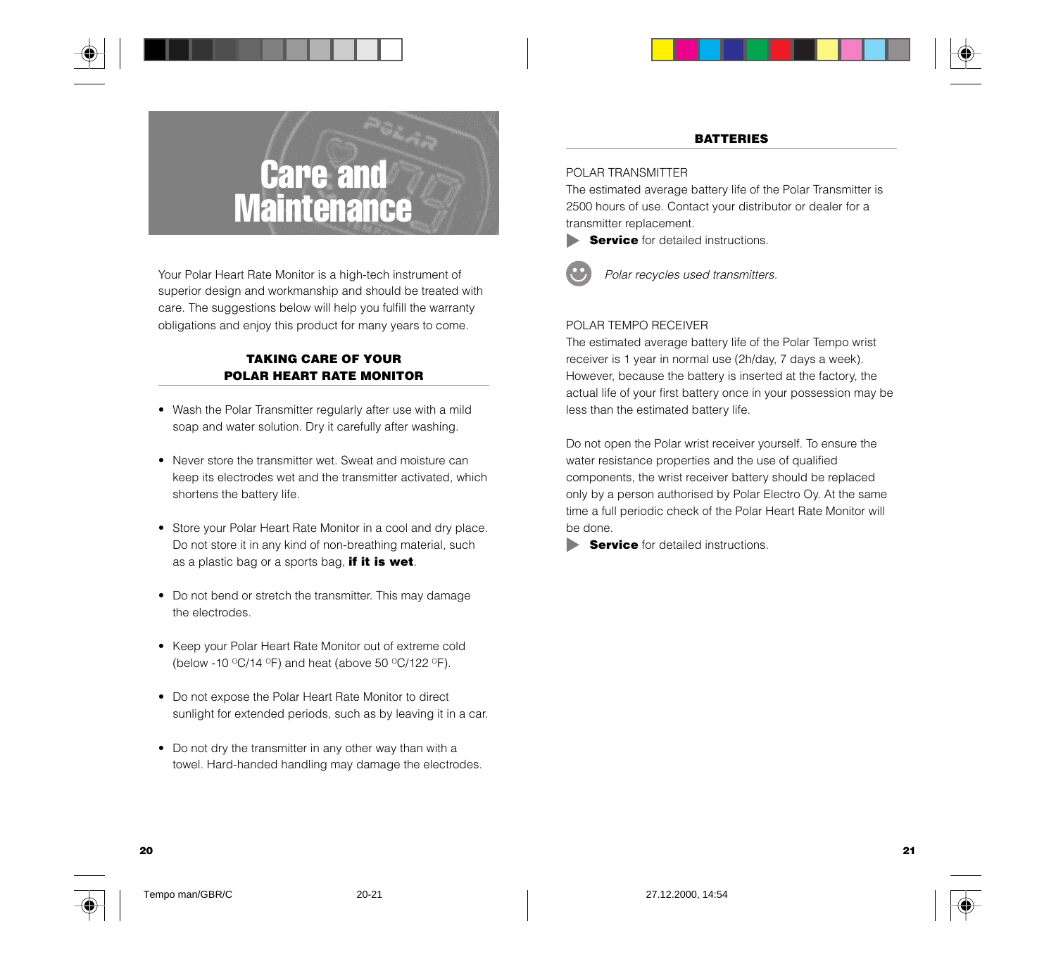# Care and Maintenance

Your Polar Heart Rate Monitor is a high-tech instrument of superior design and workmanship and should be treated with care. The suggestions below will help you fulfill the warranty obligations and enjoy this product for many years to come.

## TAKING CARE OF YOUR POLAR HEART RATE MONITOR

- Wash the Polar Transmitter regularly after use with a mild soap and water solution. Dry it carefully after washing.
- Never store the transmitter wet. Sweat and moisture can keep its electrodes wet and the transmitter activated, which shortens the battery life.
- Store your Polar Heart Rate Monitor in a cool and dry place. Do not store it in any kind of non-breathing material, such as a plastic bag or a sports bag, **if it is wet**.
- Do not bend or stretch the transmitter. This may damage the electrodes.
- Keep your Polar Heart Rate Monitor out of extreme cold (below -10 °C/14 °F) and heat (above 50 °C/122 °F).
- Do not expose the Polar Heart Rate Monitor to direct sunlight for extended periods, such as by leaving it in a car.
- Do not dry the transmitter in any other way than with a towel. Hard-handed handling may damage the electrodes.

## BATTERIES

POLAR TRANSMITTER

The estimated average battery life of the Polar Transmitter is 2500 hours of use. Contact your distributor or dealer for a transmitter replacement.

▶ **Service** for detailed instructions.

*Polar recycles used transmitters.*

POLAR TEMPO RECEIVER

The estimated average battery life of the Polar Tempo wrist receiver is 1 year in normal use (2h/day, 7 days a week). However, because the battery is inserted at the factory, the actual life of your first battery once in your possession may be less than the estimated battery life.

Do not open the Polar wrist receiver yourself. To ensure the water resistance properties and the use of qualified components, the wrist receiver battery should be replaced only by a person authorised by Polar Electro Oy. At the same time a full periodic check of the Polar Heart Rate Monitor will be done.

▶ **Service** for detailed instructions.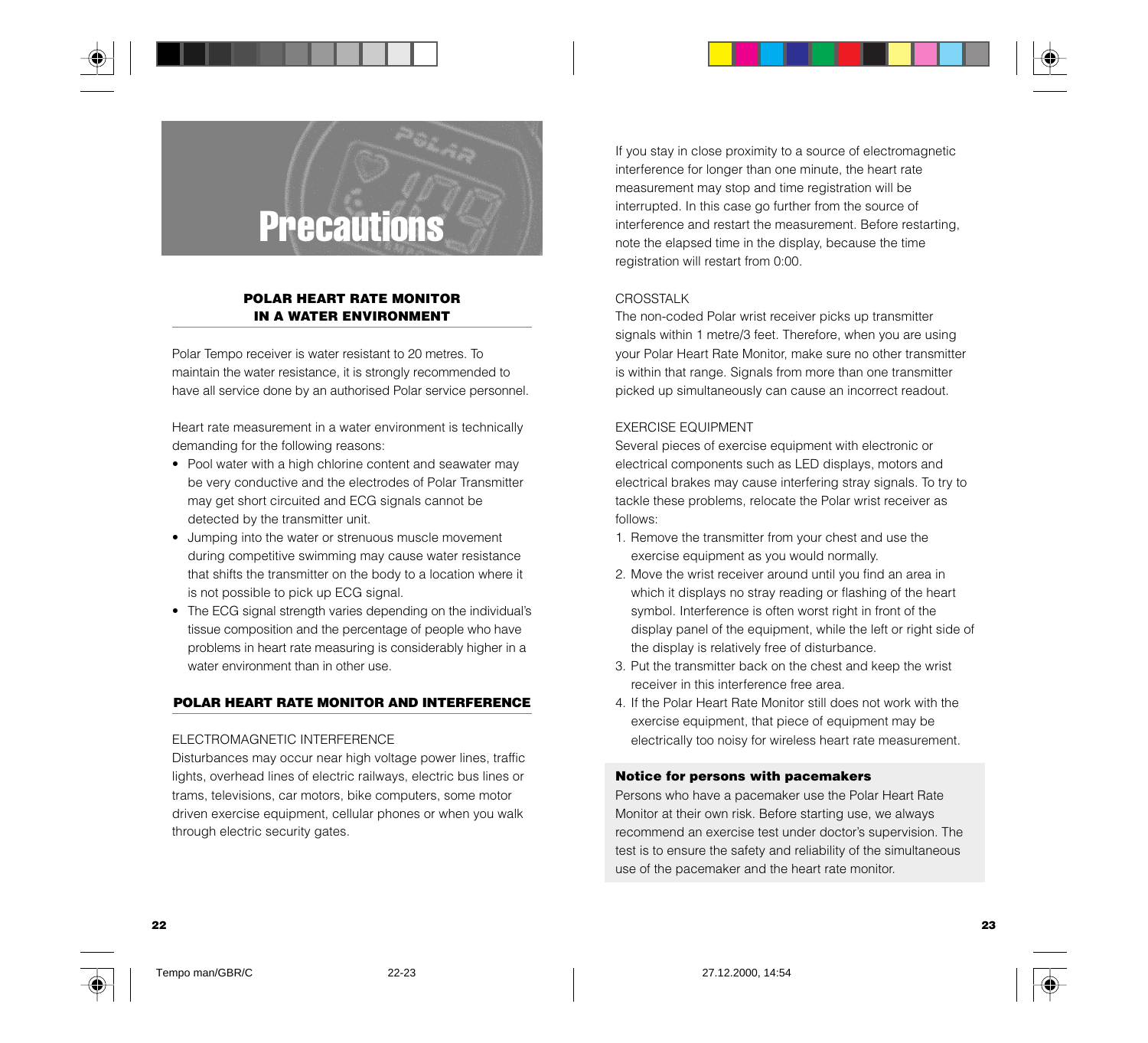# Precautions

## POLAR HEART RATE MONITOR IN A WATER ENVIRONMENT

Polar Tempo receiver is water resistant to 20 metres. To maintain the water resistance, it is strongly recommended to have all service done by an authorised Polar service personnel.

Heart rate measurement in a water environment is technically demanding for the following reasons:

- Pool water with a high chlorine content and seawater may be very conductive and the electrodes of Polar Transmitter may get short circuited and ECG signals cannot be detected by the transmitter unit.
- Jumping into the water or strenuous muscle movement during competitive swimming may cause water resistance that shifts the transmitter on the body to a location where it is not possible to pick up ECG signal.
- The ECG signal strength varies depending on the individual's tissue composition and the percentage of people who have problems in heart rate measuring is considerably higher in a water environment than in other use.

## POLAR HEART RATE MONITOR AND INTERFERENCE

ELECTROMAGNETIC INTERFERENCE

Disturbances may occur near high voltage power lines, traffic lights, overhead lines of electric railways, electric bus lines or trams, televisions, car motors, bike computers, some motor driven exercise equipment, cellular phones or when you walk through electric security gates.

If you stay in close proximity to a source of electromagnetic interference for longer than one minute, the heart rate measurement may stop and time registration will be interrupted. In this case go further from the source of interference and restart the measurement. Before restarting, note the elapsed time in the display, because the time registration will restart from 0:00.

CROSSTALK

The non-coded Polar wrist receiver picks up transmitter signals within 1 metre/3 feet. Therefore, when you are using your Polar Heart Rate Monitor, make sure no other transmitter is within that range. Signals from more than one transmitter picked up simultaneously can cause an incorrect readout.

EXERCISE EQUIPMENT

Several pieces of exercise equipment with electronic or electrical components such as LED displays, motors and electrical brakes may cause interfering stray signals. To try to tackle these problems, relocate the Polar wrist receiver as follows:

1. Remove the transmitter from your chest and use the exercise equipment as you would normally.
2. Move the wrist receiver around until you find an area in which it displays no stray reading or flashing of the heart symbol. Interference is often worst right in front of the display panel of the equipment, while the left or right side of the display is relatively free of disturbance.
3. Put the transmitter back on the chest and keep the wrist receiver in this interference free area.
4. If the Polar Heart Rate Monitor still does not work with the exercise equipment, that piece of equipment may be electrically too noisy for wireless heart rate measurement.

**Notice for persons with pacemakers**

Persons who have a pacemaker use the Polar Heart Rate Monitor at their own risk. Before starting use, we always recommend an exercise test under doctor's supervision. The test is to ensure the safety and reliability of the simultaneous use of the pacemaker and the heart rate monitor.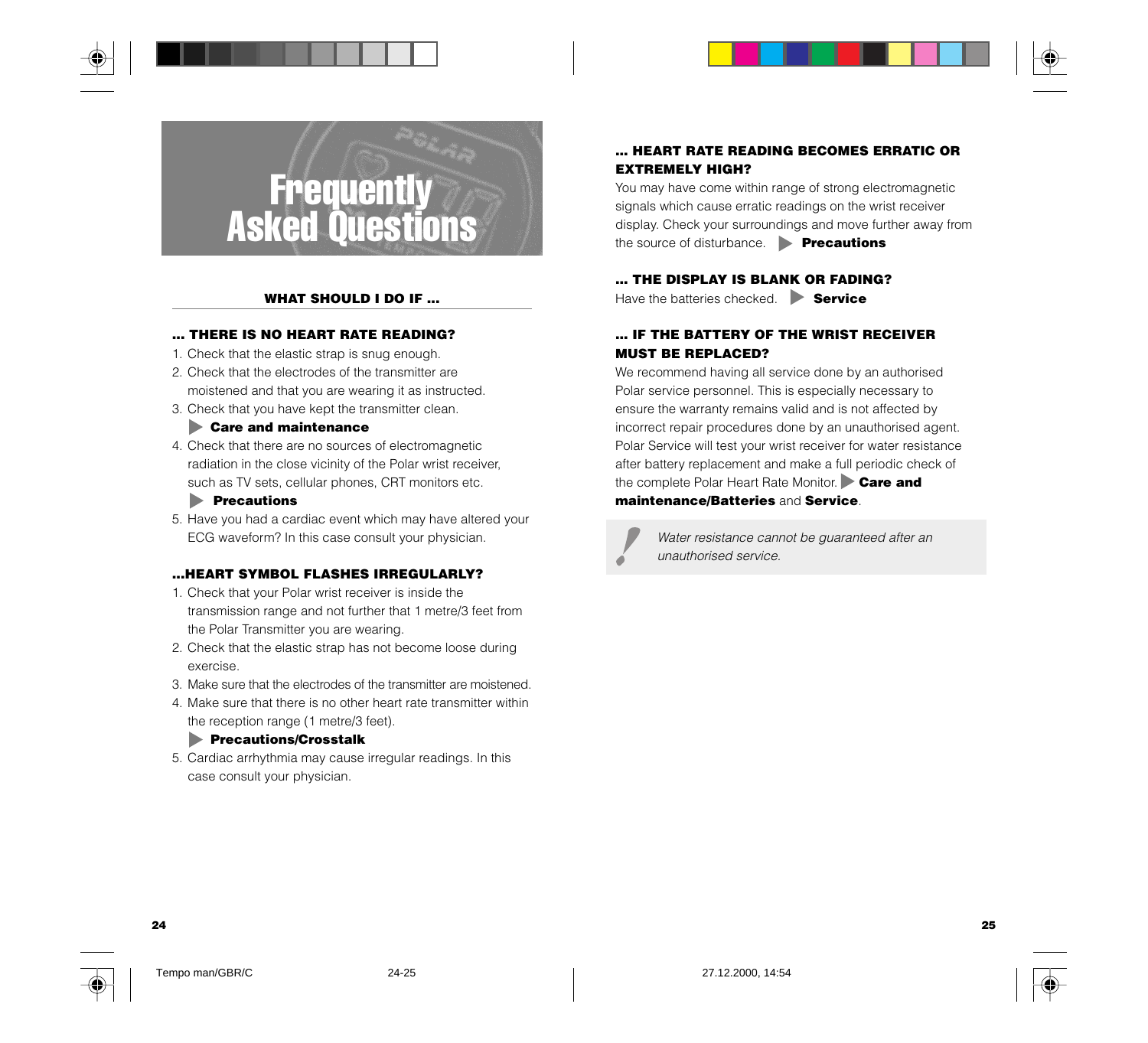# Frequently Asked Questions

## WHAT SHOULD I DO IF ...

### ... THERE IS NO HEART RATE READING?

1. Check that the elastic strap is snug enough.
2. Check that the electrodes of the transmitter are moistened and that you are wearing it as instructed.
3. Check that you have kept the transmitter clean. ▶ **Care and maintenance**
4. Check that there are no sources of electromagnetic radiation in the close vicinity of the Polar wrist receiver, such as TV sets, cellular phones, CRT monitors etc. ▶ **Precautions**
5. Have you had a cardiac event which may have altered your ECG waveform? In this case consult your physician.

### ...HEART SYMBOL FLASHES IRREGULARLY?

1. Check that your Polar wrist receiver is inside the transmission range and not further that 1 metre/3 feet from the Polar Transmitter you are wearing.
2. Check that the elastic strap has not become loose during exercise.
3. Make sure that the electrodes of the transmitter are moistened.
4. Make sure that there is no other heart rate transmitter within the reception range (1 metre/3 feet). ▶ **Precautions/Crosstalk**
5. Cardiac arrhythmia may cause irregular readings. In this case consult your physician.

### ... HEART RATE READING BECOMES ERRATIC OR EXTREMELY HIGH?

You may have come within range of strong electromagnetic signals which cause erratic readings on the wrist receiver display. Check your surroundings and move further away from the source of disturbance. ▶ **Precautions**

### ... THE DISPLAY IS BLANK OR FADING?

Have the batteries checked. ▶ **Service**

### ... IF THE BATTERY OF THE WRIST RECEIVER MUST BE REPLACED?

We recommend having all service done by an authorised Polar service personnel. This is especially necessary to ensure the warranty remains valid and is not affected by incorrect repair procedures done by an unauthorised agent. Polar Service will test your wrist receiver for water resistance after battery replacement and make a full periodic check of the complete Polar Heart Rate Monitor. ▶ **Care and maintenance/Batteries** and **Service**.

> *Water resistance cannot be guaranteed after an unauthorised service.*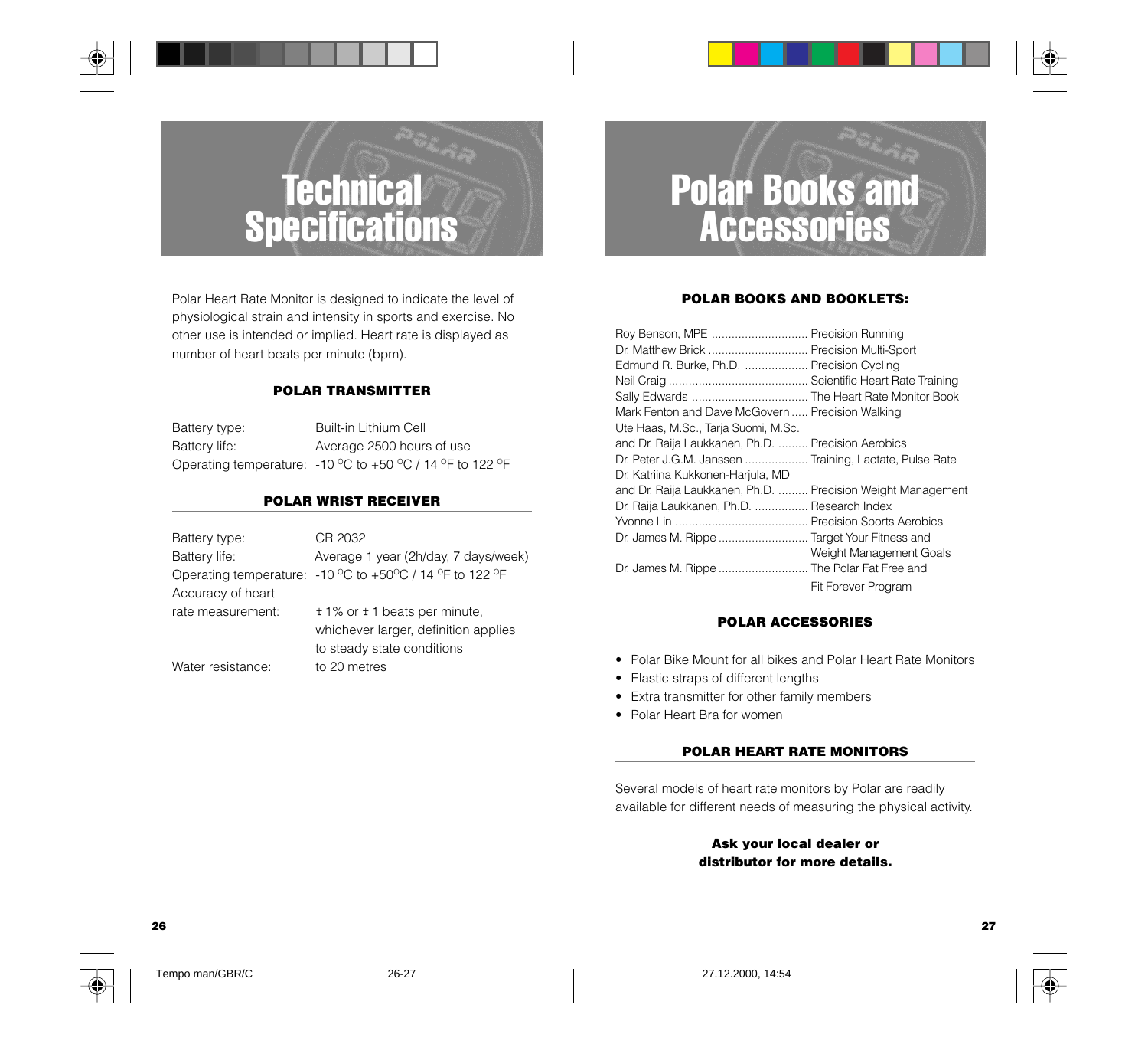# Technical Specifications

Polar Heart Rate Monitor is designed to indicate the level of physiological strain and intensity in sports and exercise. No other use is intended or implied. Heart rate is displayed as number of heart beats per minute (bpm).

## POLAR TRANSMITTER

| | |
|---|---|
| Battery type: | Built-in Lithium Cell |
| Battery life: | Average 2500 hours of use |
| Operating temperature: | -10 °C to +50 °C / 14 °F to 122 °F |

## POLAR WRIST RECEIVER

| | |
|---|---|
| Battery type: | CR 2032 |
| Battery life: | Average 1 year (2h/day, 7 days/week) |
| Operating temperature: | -10 °C to +50°C / 14 °F to 122 °F |
| Accuracy of heart rate measurement: | ± 1% or ± 1 beats per minute, whichever larger, definition applies to steady state conditions |
| Water resistance: | to 20 metres |

# Polar Books and Accessories

## POLAR BOOKS AND BOOKLETS:

| | |
|---|---|
| Roy Benson, MPE | Precision Running |
| Dr. Matthew Brick | Precision Multi-Sport |
| Edmund R. Burke, Ph.D. | Precision Cycling |
| Neil Craig | Scientific Heart Rate Training |
| Sally Edwards | The Heart Rate Monitor Book |
| Mark Fenton and Dave McGovern | Precision Walking |
| Ute Haas, M.Sc., Tarja Suomi, M.Sc. and Dr. Raija Laukkanen, Ph.D. | Precision Aerobics |
| Dr. Peter J.G.M. Janssen | Training, Lactate, Pulse Rate |
| Dr. Katriina Kukkonen-Harjula, MD and Dr. Raija Laukkanen, Ph.D. | Precision Weight Management |
| Dr. Raija Laukkanen, Ph.D. | Research Index |
| Yvonne Lin | Precision Sports Aerobics |
| Dr. James M. Rippe | Target Your Fitness and Weight Management Goals |
| Dr. James M. Rippe | The Polar Fat Free and Fit Forever Program |

## POLAR ACCESSORIES

- Polar Bike Mount for all bikes and Polar Heart Rate Monitors
- Elastic straps of different lengths
- Extra transmitter for other family members
- Polar Heart Bra for women

## POLAR HEART RATE MONITORS

Several models of heart rate monitors by Polar are readily available for different needs of measuring the physical activity.

**Ask your local dealer or distributor for more details.**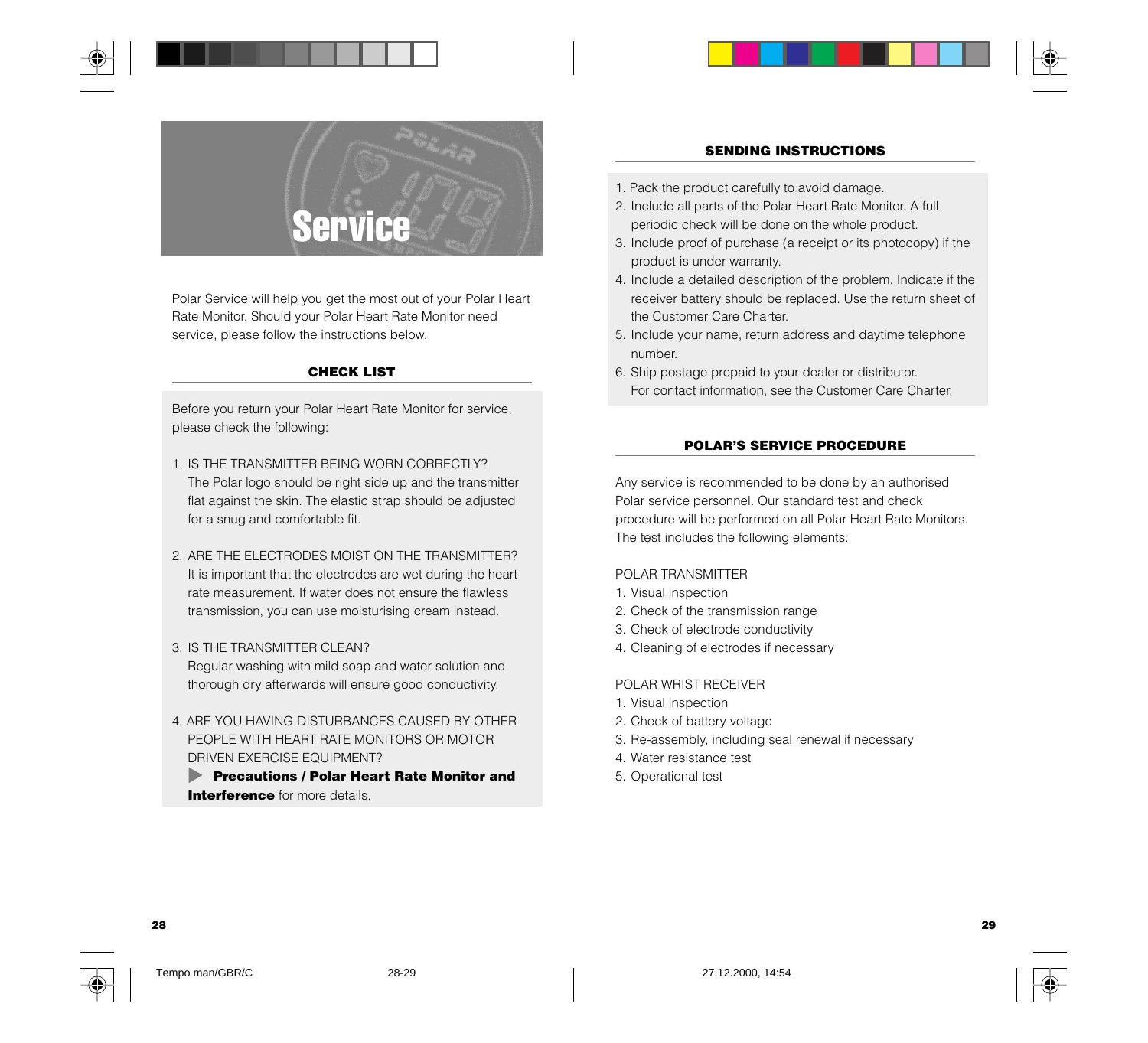# Service

Polar Service will help you get the most out of your Polar Heart Rate Monitor. Should your Polar Heart Rate Monitor need service, please follow the instructions below.

## CHECK LIST

Before you return your Polar Heart Rate Monitor for service, please check the following:

1. IS THE TRANSMITTER BEING WORN CORRECTLY?
   The Polar logo should be right side up and the transmitter flat against the skin. The elastic strap should be adjusted for a snug and comfortable fit.

2. ARE THE ELECTRODES MOIST ON THE TRANSMITTER?
   It is important that the electrodes are wet during the heart rate measurement. If water does not ensure the flawless transmission, you can use moisturising cream instead.

3. IS THE TRANSMITTER CLEAN?
   Regular washing with mild soap and water solution and thorough dry afterwards will ensure good conductivity.

4. ARE YOU HAVING DISTURBANCES CAUSED BY OTHER PEOPLE WITH HEART RATE MONITORS OR MOTOR DRIVEN EXERCISE EQUIPMENT?
   ▶ **Precautions / Polar Heart Rate Monitor and Interference** for more details.

## SENDING INSTRUCTIONS

1. Pack the product carefully to avoid damage.
2. Include all parts of the Polar Heart Rate Monitor. A full periodic check will be done on the whole product.
3. Include proof of purchase (a receipt or its photocopy) if the product is under warranty.
4. Include a detailed description of the problem. Indicate if the receiver battery should be replaced. Use the return sheet of the Customer Care Charter.
5. Include your name, return address and daytime telephone number.
6. Ship postage prepaid to your dealer or distributor.
   For contact information, see the Customer Care Charter.

## POLAR'S SERVICE PROCEDURE

Any service is recommended to be done by an authorised Polar service personnel. Our standard test and check procedure will be performed on all Polar Heart Rate Monitors. The test includes the following elements:

POLAR TRANSMITTER

1. Visual inspection
2. Check of the transmission range
3. Check of electrode conductivity
4. Cleaning of electrodes if necessary

POLAR WRIST RECEIVER

1. Visual inspection
2. Check of battery voltage
3. Re-assembly, including seal renewal if necessary
4. Water resistance test
5. Operational test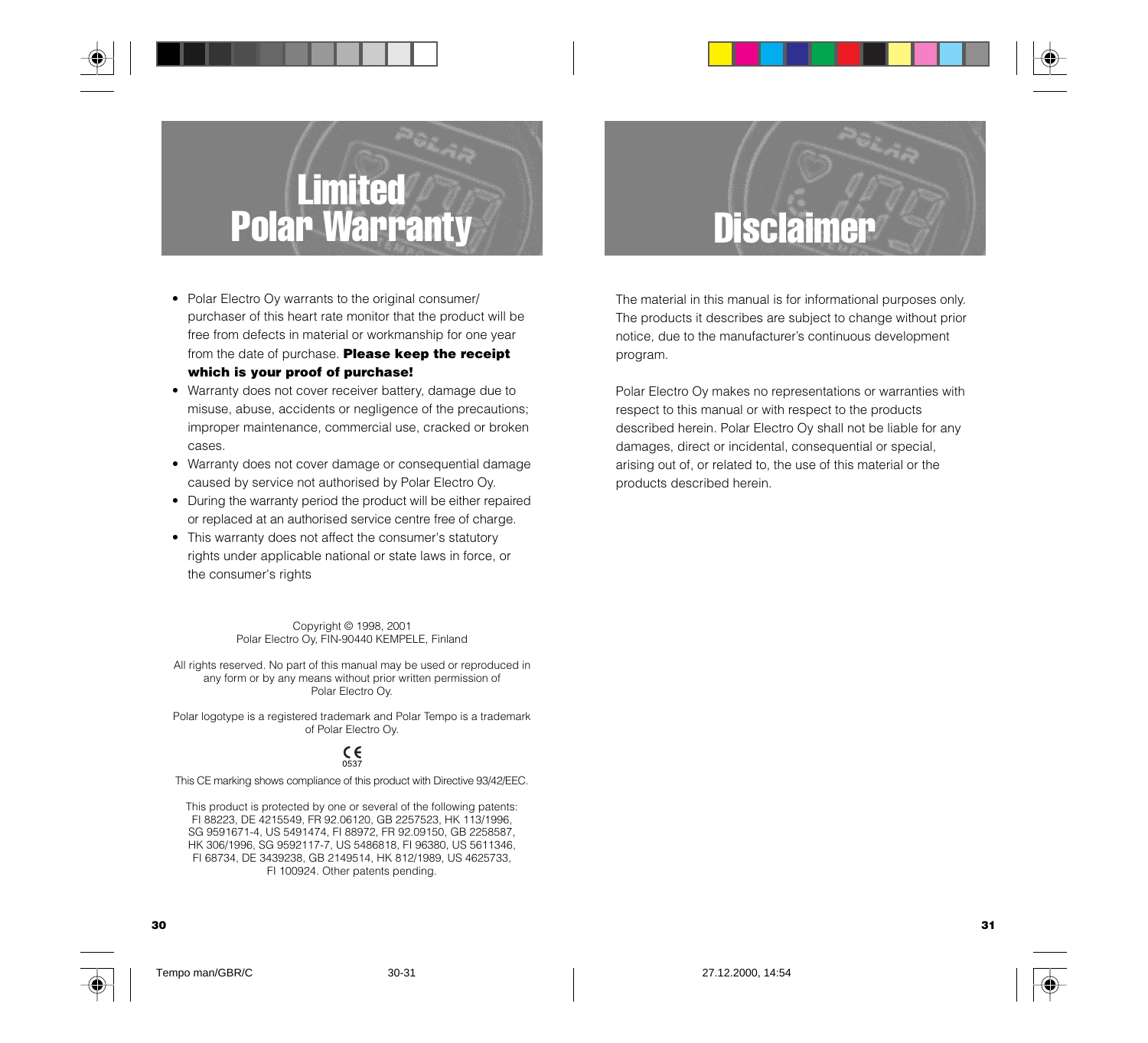# Limited Polar Warranty

- Polar Electro Oy warrants to the original consumer/ purchaser of this heart rate monitor that the product will be free from defects in material or workmanship for one year from the date of purchase. **Please keep the receipt which is your proof of purchase!**
- Warranty does not cover receiver battery, damage due to misuse, abuse, accidents or negligence of the precautions; improper maintenance, commercial use, cracked or broken cases.
- Warranty does not cover damage or consequential damage caused by service not authorised by Polar Electro Oy.
- During the warranty period the product will be either repaired or replaced at an authorised service centre free of charge.
- This warranty does not affect the consumer's statutory rights under applicable national or state laws in force, or the consumer's rights

Copyright © 1998, 2001
Polar Electro Oy, FIN-90440 KEMPELE, Finland

All rights reserved. No part of this manual may be used or reproduced in any form or by any means without prior written permission of Polar Electro Oy.

Polar logotype is a registered trademark and Polar Tempo is a trademark of Polar Electro Oy.

CE
0537

This CE marking shows compliance of this product with Directive 93/42/EEC.

This product is protected by one or several of the following patents: FI 88223, DE 4215549, FR 92.06120, GB 2257523, HK 113/1996, SG 9591671-4, US 5491474, FI 88972, FR 92.09150, GB 2258587, HK 306/1996, SG 9592117-7, US 5486818, FI 96380, US 5611346, FI 68734, DE 3439238, GB 2149514, HK 812/1989, US 4625733, FI 100924. Other patents pending.

# Disclaimer

The material in this manual is for informational purposes only. The products it describes are subject to change without prior notice, due to the manufacturer's continuous development program.

Polar Electro Oy makes no representations or warranties with respect to this manual or with respect to the products described herein. Polar Electro Oy shall not be liable for any damages, direct or incidental, consequential or special, arising out of, or related to, the use of this material or the products described herein.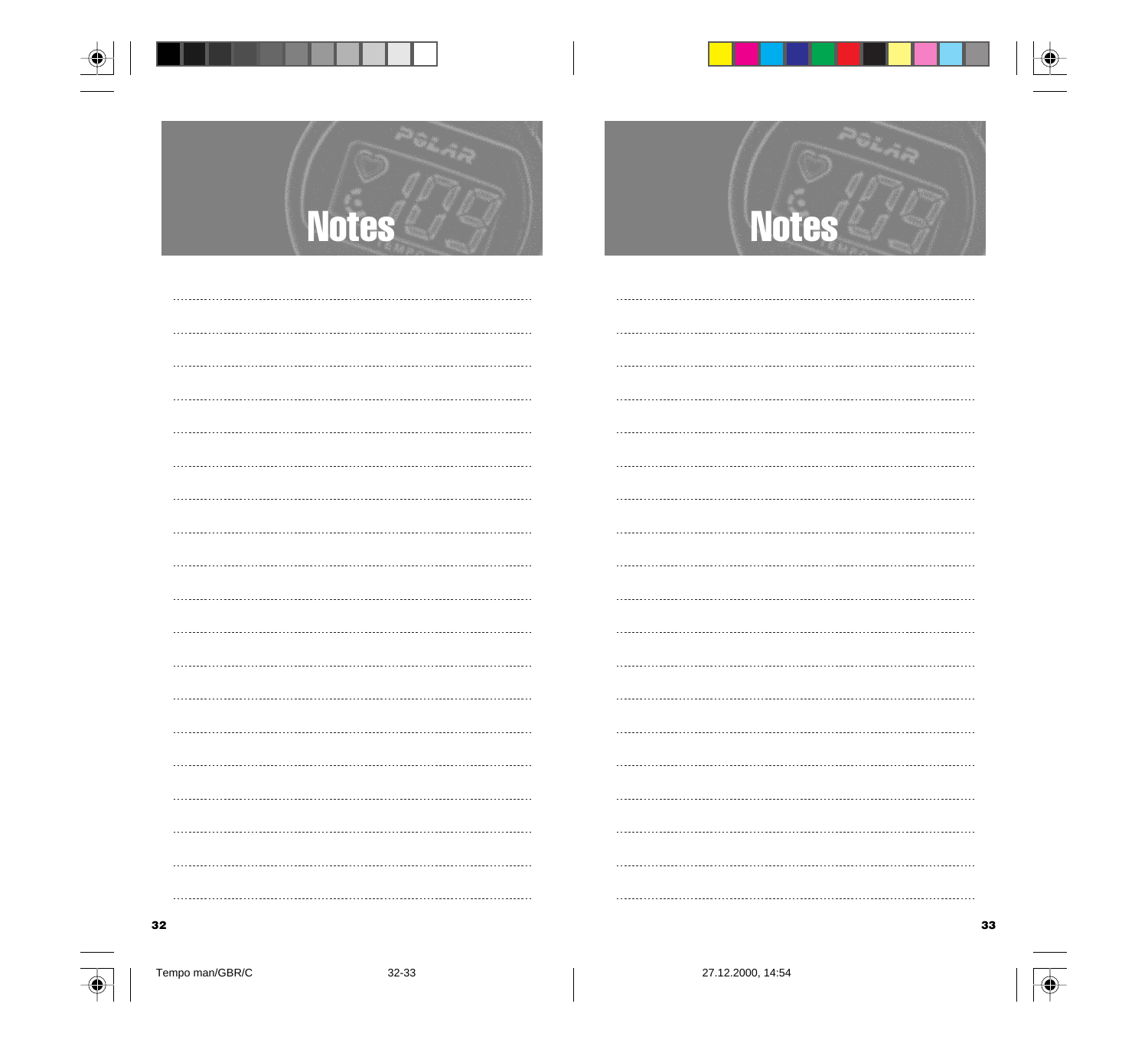# Notes

# Notes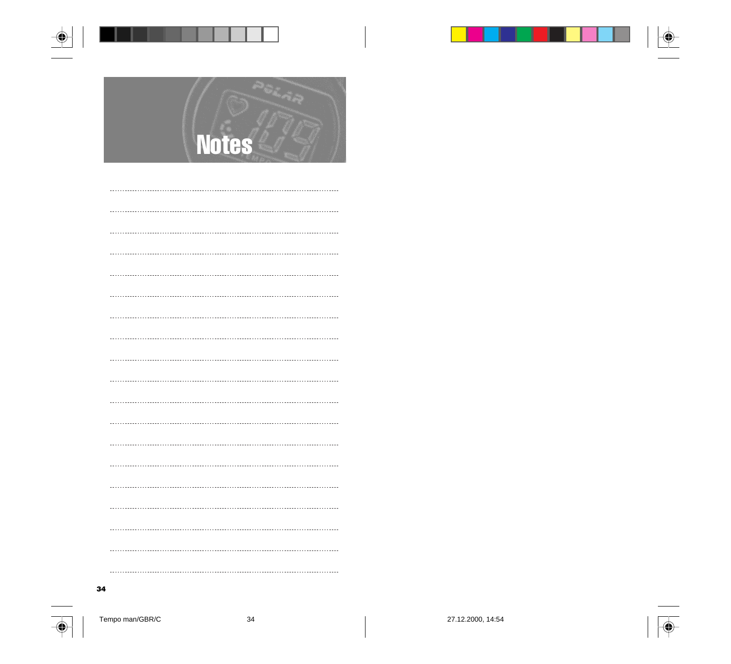# Notes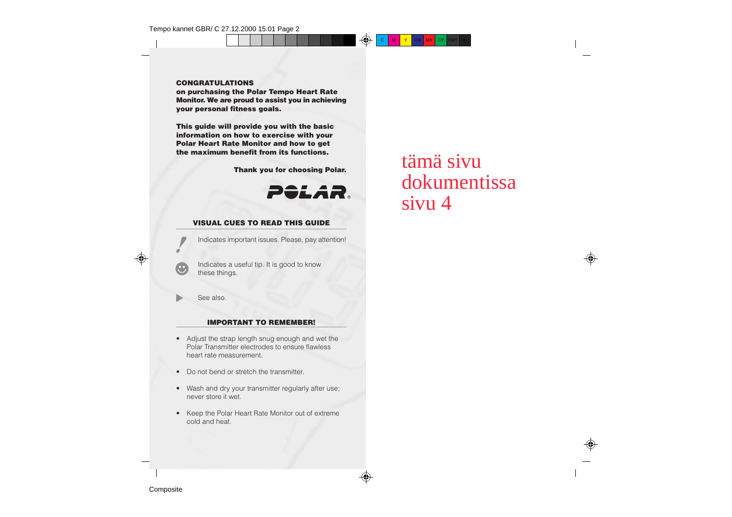**CONGRATULATIONS**
**on purchasing the Polar Tempo Heart Rate Monitor. We are proud to assist you in achieving your personal fitness goals.**

**This guide will provide you with the basic information on how to exercise with your Polar Heart Rate Monitor and how to get the maximum benefit from its functions.**

**Thank you for choosing Polar.**

POLAR®

### VISUAL CUES TO READ THIS GUIDE

! Indicates important issues. Please, pay attention!

Indicates a useful tip. It is good to know these things.

See also.

### IMPORTANT TO REMEMBER!

- Adjust the strap length snug enough and wet the Polar Transmitter electrodes to ensure flawless heart rate measurement.
- Do not bend or stretch the transmitter.
- Wash and dry your transmitter regularly after use; never store it wet.
- Keep the Polar Heart Rate Monitor out of extreme cold and heat.

tämä sivu dokumentissa sivu 4